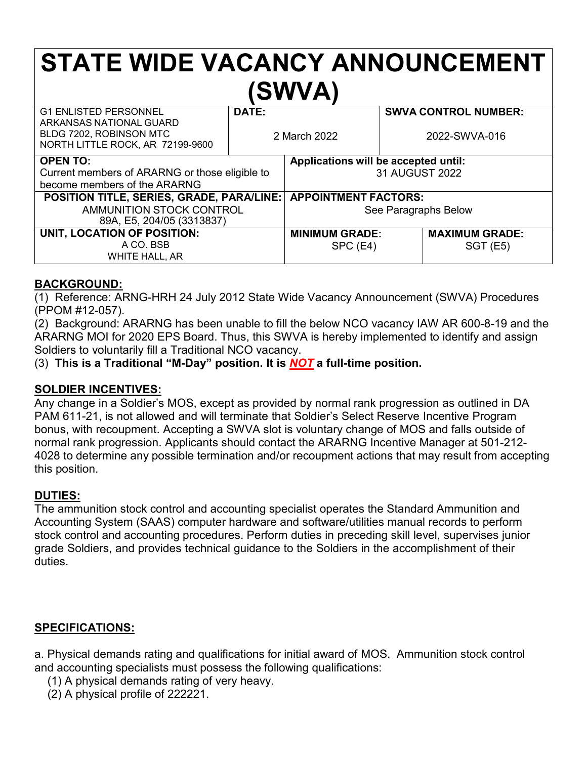# STATE WIDE VACANCY ANNOUNCEMENT (SWVA)

| G1 ENLISTED PERSONNEL<br>ARKANSAS NATIONAL GUARD<br>BLDG 7202, ROBINSON MTC<br>NORTH LITTLE ROCK, AR 72199-9600 | **DATE:**<br>2 March 2022 | **SWVA CONTROL NUMBER:**<br>2022-SWVA-016 |
|---|---|---|
| **OPEN TO:**<br>Current members of ARARNG or those eligible to become members of the ARARNG | **Applications will be accepted until:**<br>31 AUGUST 2022 | |
| **POSITION TITLE, SERIES, GRADE, PARA/LINE:**<br>AMMUNITION STOCK CONTROL<br>89A, E5, 204/05 (3313837) | **APPOINTMENT FACTORS:**<br>See Paragraphs Below | |
| **UNIT, LOCATION OF POSITION:**<br>A CO. BSB<br>WHITE HALL, AR | **MINIMUM GRADE:**<br>SPC (E4) | **MAXIMUM GRADE:**<br>SGT (E5) |

## BACKGROUND:

(1) Reference: ARNG-HRH 24 July 2012 State Wide Vacancy Announcement (SWVA) Procedures (PPOM #12-057).

(2) Background: ARARNG has been unable to fill the below NCO vacancy IAW AR 600-8-19 and the ARARNG MOI for 2020 EPS Board. Thus, this SWVA is hereby implemented to identify and assign Soldiers to voluntarily fill a Traditional NCO vacancy.

(3) **This is a Traditional "M-Day" position. It is *NOT* a full-time position.**

## SOLDIER INCENTIVES:

Any change in a Soldier's MOS, except as provided by normal rank progression as outlined in DA PAM 611-21, is not allowed and will terminate that Soldier's Select Reserve Incentive Program bonus, with recoupment. Accepting a SWVA slot is voluntary change of MOS and falls outside of normal rank progression. Applicants should contact the ARARNG Incentive Manager at 501-212-4028 to determine any possible termination and/or recoupment actions that may result from accepting this position.

## DUTIES:

The ammunition stock control and accounting specialist operates the Standard Ammunition and Accounting System (SAAS) computer hardware and software/utilities manual records to perform stock control and accounting procedures. Perform duties in preceding skill level, supervises junior grade Soldiers, and provides technical guidance to the Soldiers in the accomplishment of their duties.

## SPECIFICATIONS:

a. Physical demands rating and qualifications for initial award of MOS. Ammunition stock control and accounting specialists must possess the following qualifications:

(1) A physical demands rating of very heavy.

(2) A physical profile of 222221.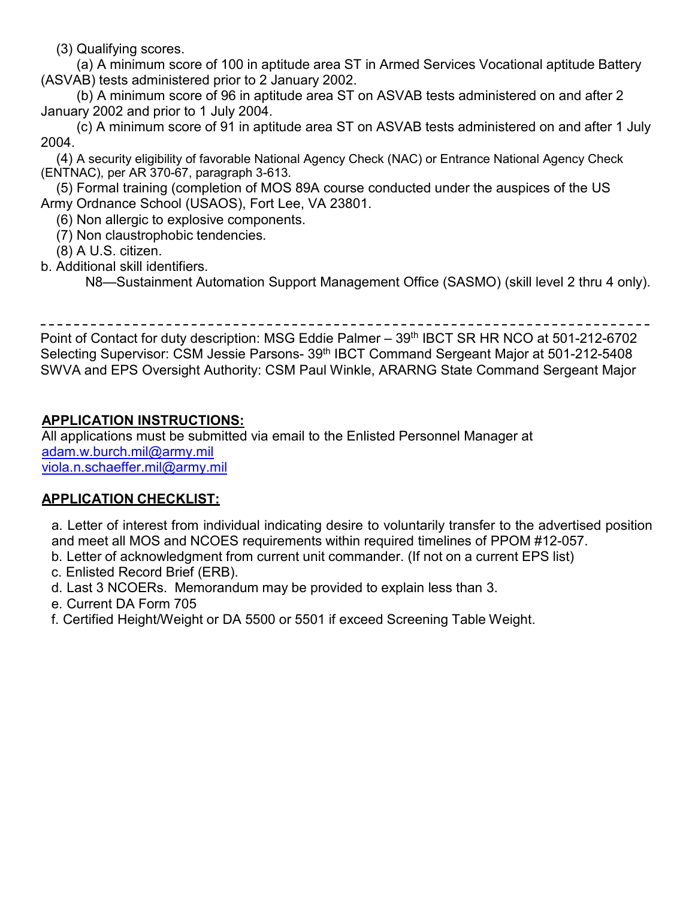(3) Qualifying scores.

(a) A minimum score of 100 in aptitude area ST in Armed Services Vocational aptitude Battery (ASVAB) tests administered prior to 2 January 2002.

(b) A minimum score of 96 in aptitude area ST on ASVAB tests administered on and after 2 January 2002 and prior to 1 July 2004.

(c) A minimum score of 91 in aptitude area ST on ASVAB tests administered on and after 1 July 2004.

(4) A security eligibility of favorable National Agency Check (NAC) or Entrance National Agency Check (ENTNAC), per AR 370-67, paragraph 3-613.

(5) Formal training (completion of MOS 89A course conducted under the auspices of the US Army Ordnance School (USAOS), Fort Lee, VA 23801.

(6) Non allergic to explosive components.

(7) Non claustrophobic tendencies.

(8) A U.S. citizen.

b. Additional skill identifiers.

N8—Sustainment Automation Support Management Office (SASMO) (skill level 2 thru 4 only).

---

Point of Contact for duty description: MSG Eddie Palmer – 39th IBCT SR HR NCO at 501-212-6702
Selecting Supervisor: CSM Jessie Parsons- 39th IBCT Command Sergeant Major at 501-212-5408
SWVA and EPS Oversight Authority: CSM Paul Winkle, ARARNG State Command Sergeant Major

**APPLICATION INSTRUCTIONS:**

All applications must be submitted via email to the Enlisted Personnel Manager at
adam.w.burch.mil@army.mil
viola.n.schaeffer.mil@army.mil

**APPLICATION CHECKLIST:**

a. Letter of interest from individual indicating desire to voluntarily transfer to the advertised position and meet all MOS and NCOES requirements within required timelines of PPOM #12-057.

b. Letter of acknowledgment from current unit commander. (If not on a current EPS list)

c. Enlisted Record Brief (ERB).

d. Last 3 NCOERs. Memorandum may be provided to explain less than 3.

e. Current DA Form 705

f. Certified Height/Weight or DA 5500 or 5501 if exceed Screening Table Weight.